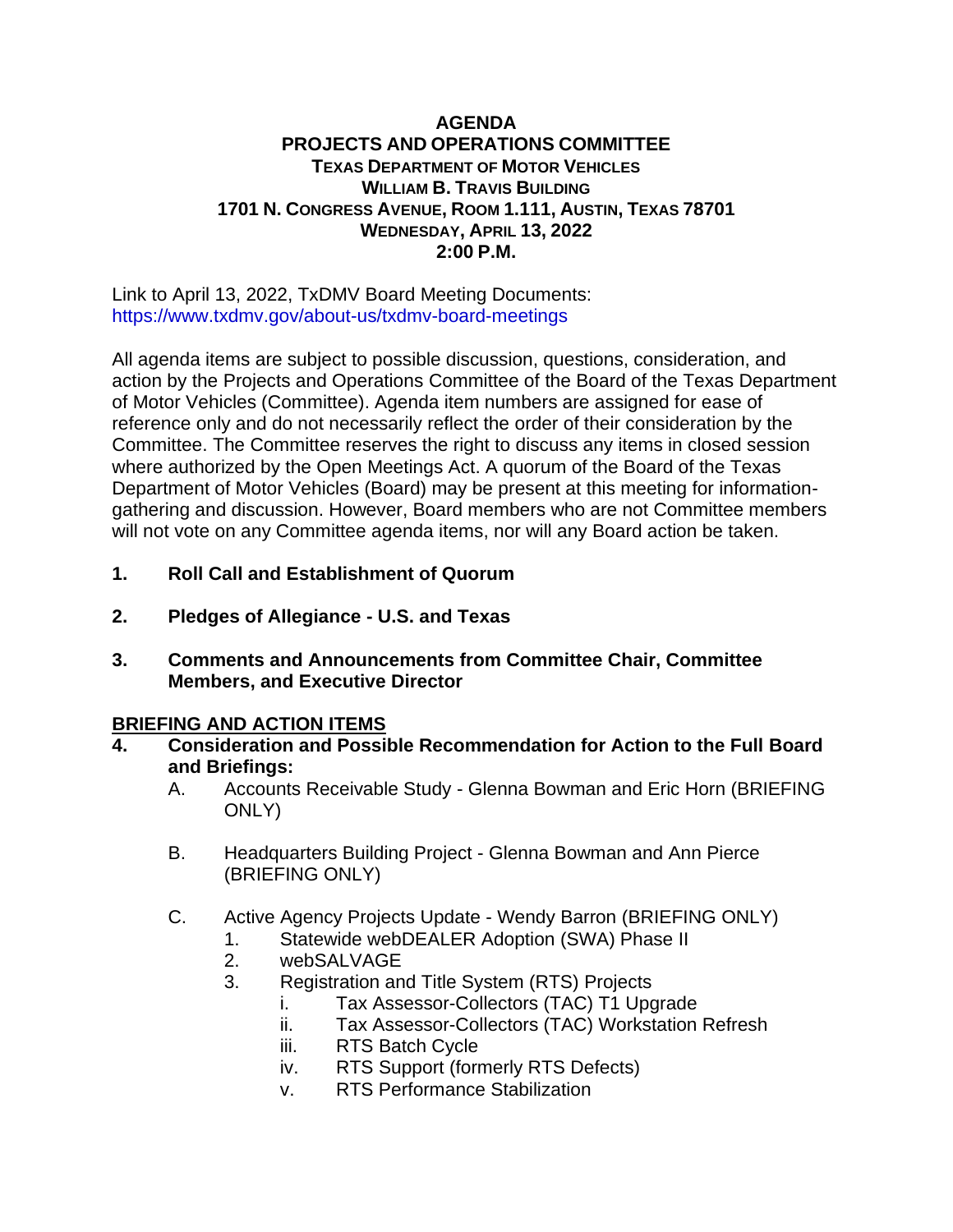# AGENDA

## PROJECTS AND OPERATIONS COMMITTEE

**TEXAS DEPARTMENT OF MOTOR VEHICLES**
**WILLIAM B. TRAVIS BUILDING**
**1701 N. CONGRESS AVENUE, ROOM 1.111, AUSTIN, TEXAS 78701**
**WEDNESDAY, APRIL 13, 2022**
**2:00 P.M.**

Link to April 13, 2022, TxDMV Board Meeting Documents:
https://www.txdmv.gov/about-us/txdmv-board-meetings

All agenda items are subject to possible discussion, questions, consideration, and action by the Projects and Operations Committee of the Board of the Texas Department of Motor Vehicles (Committee). Agenda item numbers are assigned for ease of reference only and do not necessarily reflect the order of their consideration by the Committee. The Committee reserves the right to discuss any items in closed session where authorized by the Open Meetings Act. A quorum of the Board of the Texas Department of Motor Vehicles (Board) may be present at this meeting for information-gathering and discussion. However, Board members who are not Committee members will not vote on any Committee agenda items, nor will any Board action be taken.

**1. Roll Call and Establishment of Quorum**

**2. Pledges of Allegiance - U.S. and Texas**

**3. Comments and Announcements from Committee Chair, Committee Members, and Executive Director**

**BRIEFING AND ACTION ITEMS**

**4. Consideration and Possible Recommendation for Action to the Full Board and Briefings:**

- A. Accounts Receivable Study - Glenna Bowman and Eric Horn (BRIEFING ONLY)

- B. Headquarters Building Project - Glenna Bowman and Ann Pierce (BRIEFING ONLY)

- C. Active Agency Projects Update - Wendy Barron (BRIEFING ONLY)
  1. Statewide webDEALER Adoption (SWA) Phase II
  2. webSALVAGE
  3. Registration and Title System (RTS) Projects
     - i. Tax Assessor-Collectors (TAC) T1 Upgrade
     - ii. Tax Assessor-Collectors (TAC) Workstation Refresh
     - iii. RTS Batch Cycle
     - iv. RTS Support (formerly RTS Defects)
     - v. RTS Performance Stabilization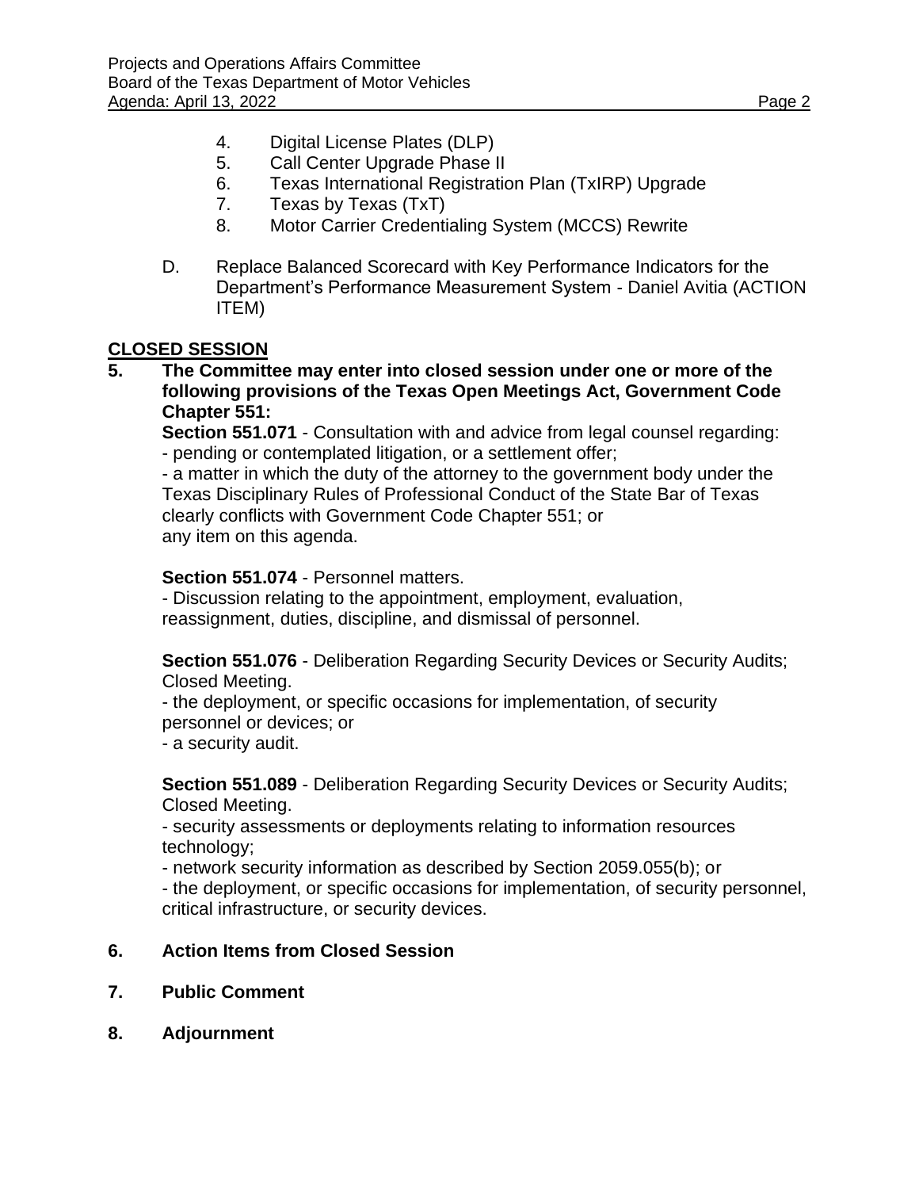4. Digital License Plates (DLP)
5. Call Center Upgrade Phase II
6. Texas International Registration Plan (TxIRP) Upgrade
7. Texas by Texas (TxT)
8. Motor Carrier Credentialing System (MCCS) Rewrite

D. Replace Balanced Scorecard with Key Performance Indicators for the Department's Performance Measurement System - Daniel Avitia (ACTION ITEM)

## CLOSED SESSION

**5. The Committee may enter into closed session under one or more of the following provisions of the Texas Open Meetings Act, Government Code Chapter 551:**

**Section 551.071** - Consultation with and advice from legal counsel regarding:
- pending or contemplated litigation, or a settlement offer;
- a matter in which the duty of the attorney to the government body under the Texas Disciplinary Rules of Professional Conduct of the State Bar of Texas clearly conflicts with Government Code Chapter 551; or

any item on this agenda.

**Section 551.074** - Personnel matters.
- Discussion relating to the appointment, employment, evaluation, reassignment, duties, discipline, and dismissal of personnel.

**Section 551.076** - Deliberation Regarding Security Devices or Security Audits; Closed Meeting.
- the deployment, or specific occasions for implementation, of security personnel or devices; or
- a security audit.

**Section 551.089** - Deliberation Regarding Security Devices or Security Audits; Closed Meeting.
- security assessments or deployments relating to information resources technology;
- network security information as described by Section 2059.055(b); or
- the deployment, or specific occasions for implementation, of security personnel, critical infrastructure, or security devices.

**6. Action Items from Closed Session**

**7. Public Comment**

**8. Adjournment**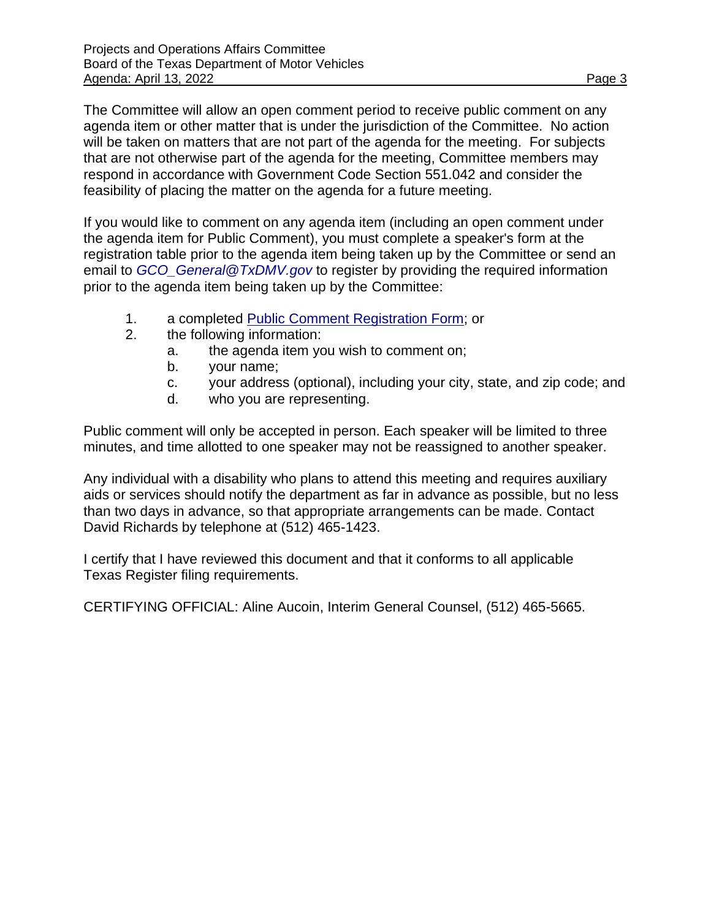The Committee will allow an open comment period to receive public comment on any agenda item or other matter that is under the jurisdiction of the Committee. No action will be taken on matters that are not part of the agenda for the meeting. For subjects that are not otherwise part of the agenda for the meeting, Committee members may respond in accordance with Government Code Section 551.042 and consider the feasibility of placing the matter on the agenda for a future meeting.

If you would like to comment on any agenda item (including an open comment under the agenda item for Public Comment), you must complete a speaker's form at the registration table prior to the agenda item being taken up by the Committee or send an email to *GCO_General@TxDMV.gov* to register by providing the required information prior to the agenda item being taken up by the Committee:

1. a completed Public Comment Registration Form; or
2. the following information:
   a. the agenda item you wish to comment on;
   b. your name;
   c. your address (optional), including your city, state, and zip code; and
   d. who you are representing.

Public comment will only be accepted in person. Each speaker will be limited to three minutes, and time allotted to one speaker may not be reassigned to another speaker.

Any individual with a disability who plans to attend this meeting and requires auxiliary aids or services should notify the department as far in advance as possible, but no less than two days in advance, so that appropriate arrangements can be made. Contact David Richards by telephone at (512) 465-1423.

I certify that I have reviewed this document and that it conforms to all applicable Texas Register filing requirements.

CERTIFYING OFFICIAL: Aline Aucoin, Interim General Counsel, (512) 465-5665.